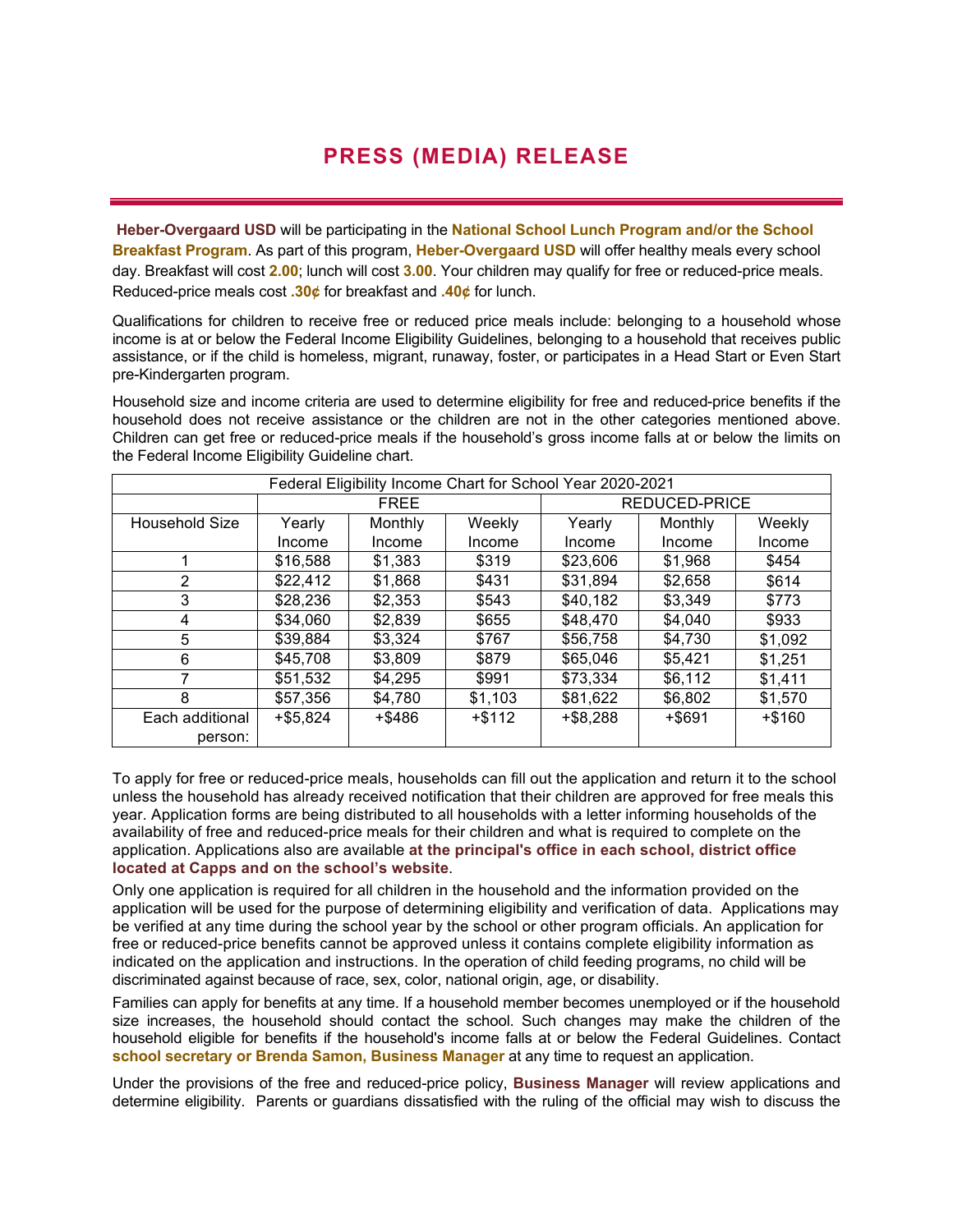# PRESS (MEDIA) RELEASE

**Heber-Overgaard USD** will be participating in the **National School Lunch Program and/or the School Breakfast Program**. As part of this program, **Heber-Overgaard USD** will offer healthy meals every school day. Breakfast will cost **2.00**; lunch will cost **3.00**. Your children may qualify for free or reduced-price meals. Reduced-price meals cost **.30¢** for breakfast and **.40¢** for lunch.

Qualifications for children to receive free or reduced price meals include: belonging to a household whose income is at or below the Federal Income Eligibility Guidelines, belonging to a household that receives public assistance, or if the child is homeless, migrant, runaway, foster, or participates in a Head Start or Even Start pre-Kindergarten program.

Household size and income criteria are used to determine eligibility for free and reduced-price benefits if the household does not receive assistance or the children are not in the other categories mentioned above. Children can get free or reduced-price meals if the household's gross income falls at or below the limits on the Federal Income Eligibility Guideline chart.

| Federal Eligibility Income Chart for School Year 2020-2021 | | | | | | |
|---|---|---|---|---|---|---|
| | FREE | | | REDUCED-PRICE | | |
| Household Size | Yearly Income | Monthly Income | Weekly Income | Yearly Income | Monthly Income | Weekly Income |
| 1 | $16,588 | $1,383 | $319 | $23,606 | $1,968 | $454 |
| 2 | $22,412 | $1,868 | $431 | $31,894 | $2,658 | $614 |
| 3 | $28,236 | $2,353 | $543 | $40,182 | $3,349 | $773 |
| 4 | $34,060 | $2,839 | $655 | $48,470 | $4,040 | $933 |
| 5 | $39,884 | $3,324 | $767 | $56,758 | $4,730 | $1,092 |
| 6 | $45,708 | $3,809 | $879 | $65,046 | $5,421 | $1,251 |
| 7 | $51,532 | $4,295 | $991 | $73,334 | $6,112 | $1,411 |
| 8 | $57,356 | $4,780 | $1,103 | $81,622 | $6,802 | $1,570 |
| Each additional person: | +$5,824 | +$486 | +$112 | +$8,288 | +$691 | +$160 |

To apply for free or reduced-price meals, households can fill out the application and return it to the school unless the household has already received notification that their children are approved for free meals this year. Application forms are being distributed to all households with a letter informing households of the availability of free and reduced-price meals for their children and what is required to complete on the application. Applications also are available **at the principal's office in each school, district office located at Capps and on the school's website**.

Only one application is required for all children in the household and the information provided on the application will be used for the purpose of determining eligibility and verification of data. Applications may be verified at any time during the school year by the school or other program officials. An application for free or reduced-price benefits cannot be approved unless it contains complete eligibility information as indicated on the application and instructions. In the operation of child feeding programs, no child will be discriminated against because of race, sex, color, national origin, age, or disability.

Families can apply for benefits at any time. If a household member becomes unemployed or if the household size increases, the household should contact the school. Such changes may make the children of the household eligible for benefits if the household's income falls at or below the Federal Guidelines. Contact **school secretary or Brenda Samon, Business Manager** at any time to request an application.

Under the provisions of the free and reduced-price policy, **Business Manager** will review applications and determine eligibility. Parents or guardians dissatisfied with the ruling of the official may wish to discuss the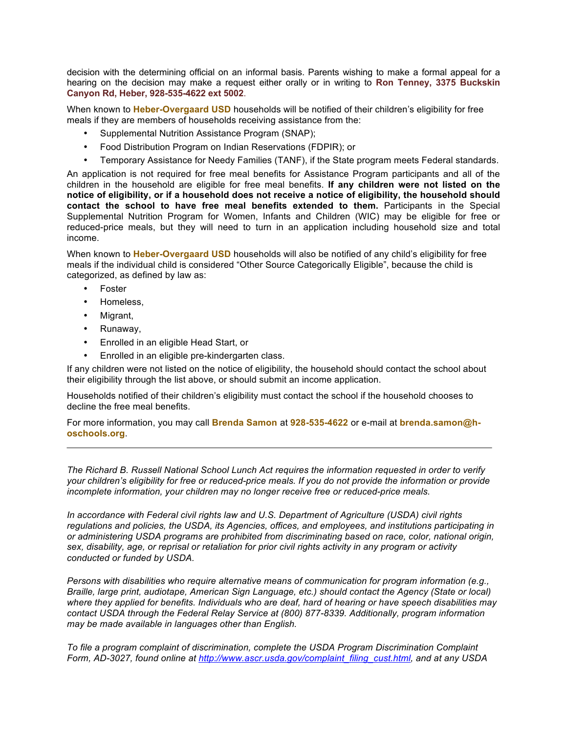decision with the determining official on an informal basis. Parents wishing to make a formal appeal for a hearing on the decision may make a request either orally or in writing to **Ron Tenney, 3375 Buckskin Canyon Rd, Heber, 928-535-4622 ext 5002**.

When known to **Heber-Overgaard USD** households will be notified of their children's eligibility for free meals if they are members of households receiving assistance from the:

- Supplemental Nutrition Assistance Program (SNAP);
- Food Distribution Program on Indian Reservations (FDPIR); or
- Temporary Assistance for Needy Families (TANF), if the State program meets Federal standards.

An application is not required for free meal benefits for Assistance Program participants and all of the children in the household are eligible for free meal benefits. **If any children were not listed on the notice of eligibility, or if a household does not receive a notice of eligibility, the household should contact the school to have free meal benefits extended to them.** Participants in the Special Supplemental Nutrition Program for Women, Infants and Children (WIC) may be eligible for free or reduced-price meals, but they will need to turn in an application including household size and total income.

When known to **Heber-Overgaard USD** households will also be notified of any child's eligibility for free meals if the individual child is considered "Other Source Categorically Eligible", because the child is categorized, as defined by law as:

- Foster
- Homeless,
- Migrant,
- Runaway,
- Enrolled in an eligible Head Start, or
- Enrolled in an eligible pre-kindergarten class.

If any children were not listed on the notice of eligibility, the household should contact the school about their eligibility through the list above, or should submit an income application.

Households notified of their children's eligibility must contact the school if the household chooses to decline the free meal benefits.

For more information, you may call **Brenda Samon** at **928-535-4622** or e-mail at **brenda.samon@h-oschools.org**.

---

*The Richard B. Russell National School Lunch Act requires the information requested in order to verify your children's eligibility for free or reduced-price meals. If you do not provide the information or provide incomplete information, your children may no longer receive free or reduced-price meals.*

*In accordance with Federal civil rights law and U.S. Department of Agriculture (USDA) civil rights regulations and policies, the USDA, its Agencies, offices, and employees, and institutions participating in or administering USDA programs are prohibited from discriminating based on race, color, national origin, sex, disability, age, or reprisal or retaliation for prior civil rights activity in any program or activity conducted or funded by USDA.*

*Persons with disabilities who require alternative means of communication for program information (e.g., Braille, large print, audiotape, American Sign Language, etc.) should contact the Agency (State or local) where they applied for benefits. Individuals who are deaf, hard of hearing or have speech disabilities may contact USDA through the Federal Relay Service at (800) 877-8339. Additionally, program information may be made available in languages other than English.*

*To file a program complaint of discrimination, complete the USDA Program Discrimination Complaint Form, AD-3027, found online at [http://www.ascr.usda.gov/complaint_filing_cust.html](http://www.ascr.usda.gov/complaint_filing_cust.html), and at any USDA*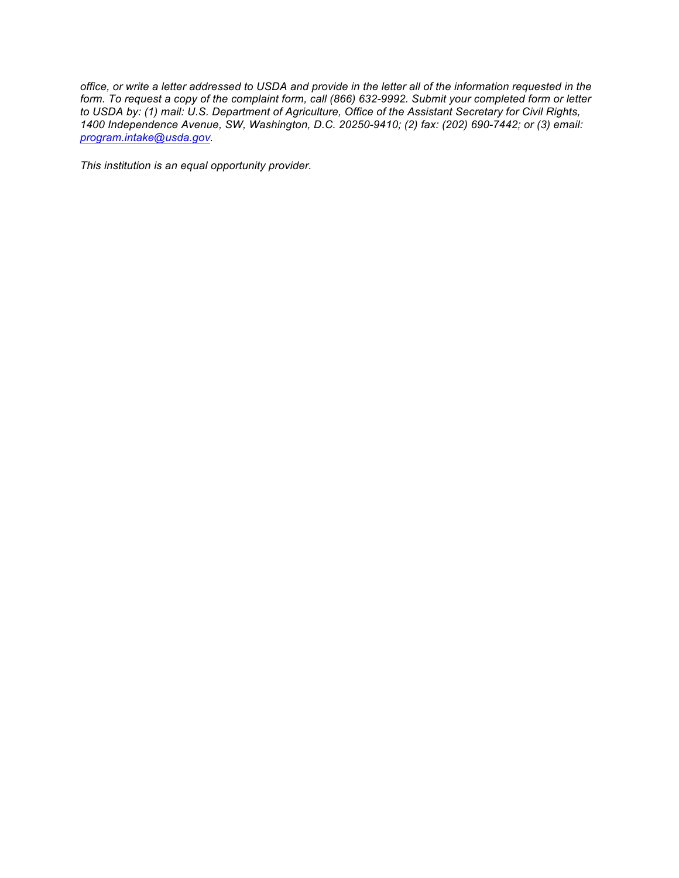*office, or write a letter addressed to USDA and provide in the letter all of the information requested in the form. To request a copy of the complaint form, call (866) 632-9992. Submit your completed form or letter to USDA by: (1) mail: U.S. Department of Agriculture, Office of the Assistant Secretary for Civil Rights, 1400 Independence Avenue, SW, Washington, D.C. 20250-9410; (2) fax: (202) 690-7442; or (3) email: [program.intake@usda.gov](mailto:program.intake@usda.gov).*

*This institution is an equal opportunity provider.*